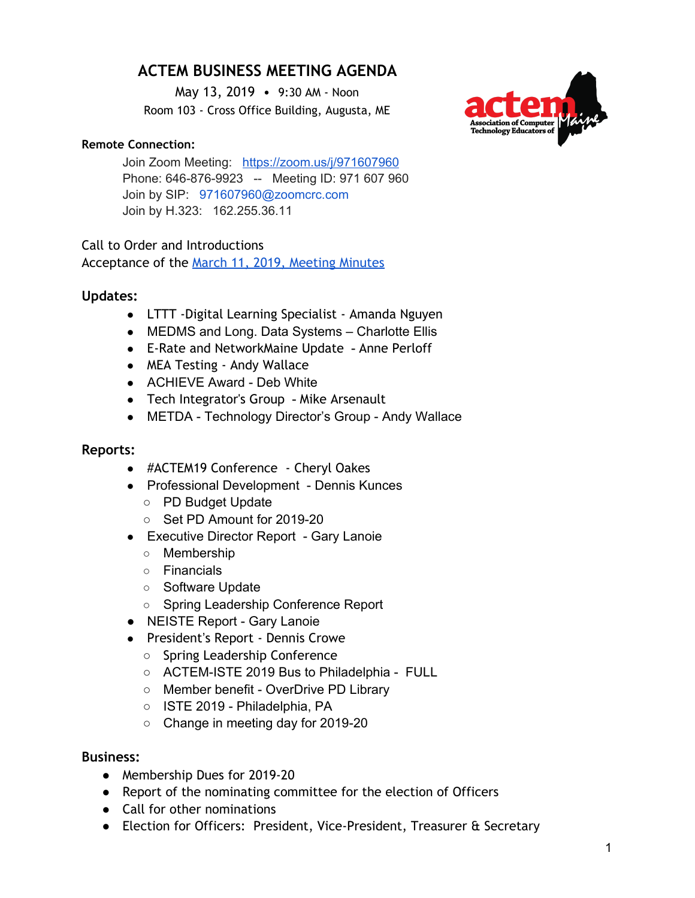# ACTEM BUSINESS MEETING AGENDA

May 13, 2019 • 9:30 AM - Noon
Room 103 - Cross Office Building, Augusta, ME

**Remote Connection:**

Join Zoom Meeting: https://zoom.us/j/971607960
Phone: 646-876-9923 -- Meeting ID: 971 607 960
Join by SIP: 971607960@zoomcrc.com
Join by H.323: 162.255.36.11

Call to Order and Introductions
Acceptance of the March 11, 2019, Meeting Minutes

## Updates:

- LTTT -Digital Learning Specialist - Amanda Nguyen
- MEDMS and Long. Data Systems – Charlotte Ellis
- E-Rate and NetworkMaine Update - Anne Perloff
- MEA Testing - Andy Wallace
- ACHIEVE Award - Deb White
- Tech Integrator's Group - Mike Arsenault
- METDA - Technology Director's Group - Andy Wallace

## Reports:

- #ACTEM19 Conference - Cheryl Oakes
- Professional Development - Dennis Kunces
  - PD Budget Update
  - Set PD Amount for 2019-20
- Executive Director Report - Gary Lanoie
  - Membership
  - Financials
  - Software Update
  - Spring Leadership Conference Report
- NEISTE Report - Gary Lanoie
- President's Report - Dennis Crowe
  - Spring Leadership Conference
  - ACTEM-ISTE 2019 Bus to Philadelphia - FULL
  - Member benefit - OverDrive PD Library
  - ISTE 2019 - Philadelphia, PA
  - Change in meeting day for 2019-20

## Business:

- Membership Dues for 2019-20
- Report of the nominating committee for the election of Officers
- Call for other nominations
- Election for Officers: President, Vice-President, Treasurer & Secretary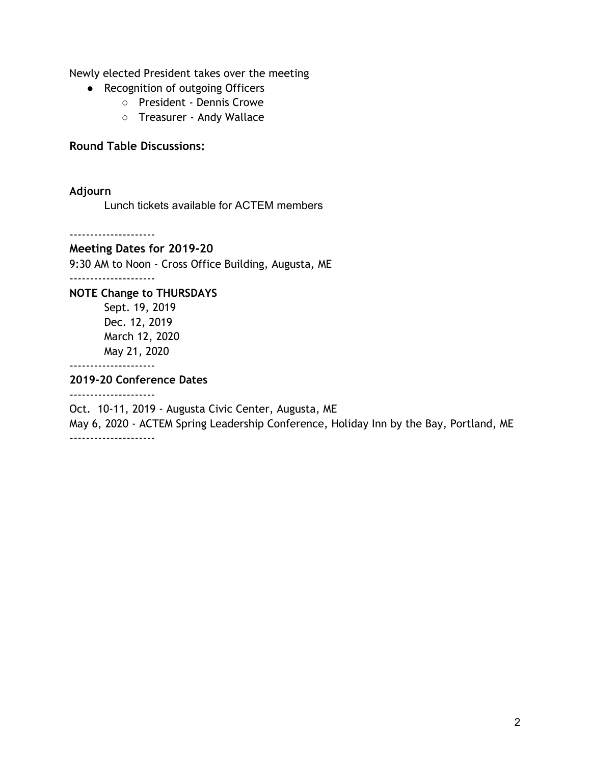Newly elected President takes over the meeting

- Recognition of outgoing Officers
    - President - Dennis Crowe
    - Treasurer - Andy Wallace

**Round Table Discussions:**

**Adjourn**

Lunch tickets available for ACTEM members

--------------------

**Meeting Dates for 2019-20**

9:30 AM to Noon - Cross Office Building, Augusta, ME

--------------------

**NOTE Change to THURSDAYS**

Sept. 19, 2019
Dec. 12, 2019
March 12, 2020
May 21, 2020

--------------------

**2019-20 Conference Dates**

--------------------

Oct. 10-11, 2019 - Augusta Civic Center, Augusta, ME
May 6, 2020 - ACTEM Spring Leadership Conference, Holiday Inn by the Bay, Portland, ME

--------------------